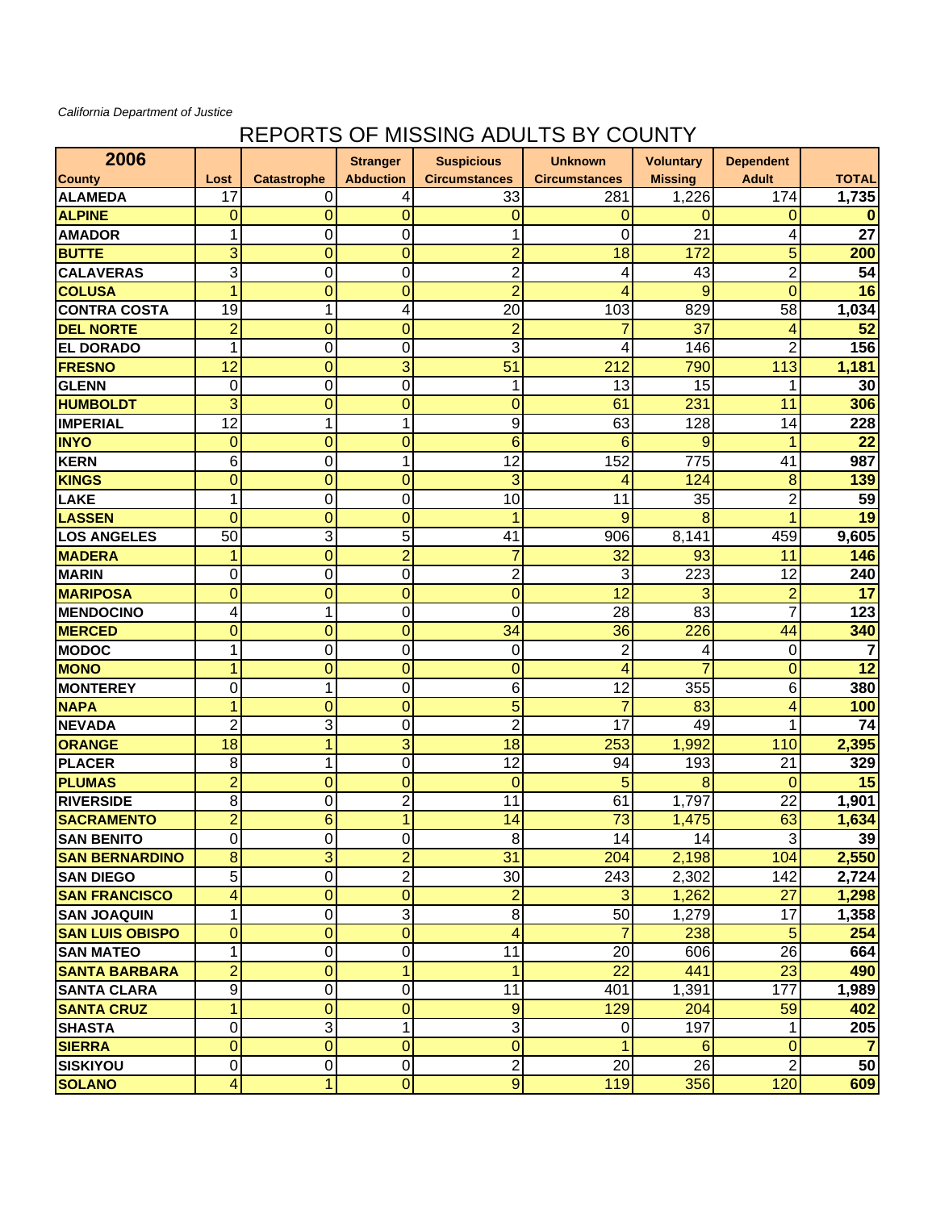*California Department of Justice*

# REPORTS OF MISSING ADULTS BY COUNTY

| 2006 County | Lost | Catastrophe | Stranger Abduction | Suspicious Circumstances | Unknown Circumstances | Voluntary Missing | Dependent Adult | TOTAL |
|---|---|---|---|---|---|---|---|---|
| ALAMEDA | 17 | 0 | 4 | 33 | 281 | 1,226 | 174 | 1,735 |
| ALPINE | 0 | 0 | 0 | 0 | 0 | 0 | 0 | 0 |
| AMADOR | 1 | 0 | 0 | 1 | 0 | 21 | 4 | 27 |
| BUTTE | 3 | 0 | 0 | 2 | 18 | 172 | 5 | 200 |
| CALAVERAS | 3 | 0 | 0 | 2 | 4 | 43 | 2 | 54 |
| COLUSA | 1 | 0 | 0 | 2 | 4 | 9 | 0 | 16 |
| CONTRA COSTA | 19 | 1 | 4 | 20 | 103 | 829 | 58 | 1,034 |
| DEL NORTE | 2 | 0 | 0 | 2 | 7 | 37 | 4 | 52 |
| EL DORADO | 1 | 0 | 0 | 3 | 4 | 146 | 2 | 156 |
| FRESNO | 12 | 0 | 3 | 51 | 212 | 790 | 113 | 1,181 |
| GLENN | 0 | 0 | 0 | 1 | 13 | 15 | 1 | 30 |
| HUMBOLDT | 3 | 0 | 0 | 0 | 61 | 231 | 11 | 306 |
| IMPERIAL | 12 | 1 | 1 | 9 | 63 | 128 | 14 | 228 |
| INYO | 0 | 0 | 0 | 6 | 6 | 9 | 1 | 22 |
| KERN | 6 | 0 | 1 | 12 | 152 | 775 | 41 | 987 |
| KINGS | 0 | 0 | 0 | 3 | 4 | 124 | 8 | 139 |
| LAKE | 1 | 0 | 0 | 10 | 11 | 35 | 2 | 59 |
| LASSEN | 0 | 0 | 0 | 1 | 9 | 8 | 1 | 19 |
| LOS ANGELES | 50 | 3 | 5 | 41 | 906 | 8,141 | 459 | 9,605 |
| MADERA | 1 | 0 | 2 | 7 | 32 | 93 | 11 | 146 |
| MARIN | 0 | 0 | 0 | 2 | 3 | 223 | 12 | 240 |
| MARIPOSA | 0 | 0 | 0 | 0 | 12 | 3 | 2 | 17 |
| MENDOCINO | 4 | 1 | 0 | 0 | 28 | 83 | 7 | 123 |
| MERCED | 0 | 0 | 0 | 34 | 36 | 226 | 44 | 340 |
| MODOC | 1 | 0 | 0 | 0 | 2 | 4 | 0 | 7 |
| MONO | 1 | 0 | 0 | 0 | 4 | 7 | 0 | 12 |
| MONTEREY | 0 | 1 | 0 | 6 | 12 | 355 | 6 | 380 |
| NAPA | 1 | 0 | 0 | 5 | 7 | 83 | 4 | 100 |
| NEVADA | 2 | 3 | 0 | 2 | 17 | 49 | 1 | 74 |
| ORANGE | 18 | 1 | 3 | 18 | 253 | 1,992 | 110 | 2,395 |
| PLACER | 8 | 1 | 0 | 12 | 94 | 193 | 21 | 329 |
| PLUMAS | 2 | 0 | 0 | 0 | 5 | 8 | 0 | 15 |
| RIVERSIDE | 8 | 0 | 2 | 11 | 61 | 1,797 | 22 | 1,901 |
| SACRAMENTO | 2 | 6 | 1 | 14 | 73 | 1,475 | 63 | 1,634 |
| SAN BENITO | 0 | 0 | 0 | 8 | 14 | 14 | 3 | 39 |
| SAN BERNARDINO | 8 | 3 | 2 | 31 | 204 | 2,198 | 104 | 2,550 |
| SAN DIEGO | 5 | 0 | 2 | 30 | 243 | 2,302 | 142 | 2,724 |
| SAN FRANCISCO | 4 | 0 | 0 | 2 | 3 | 1,262 | 27 | 1,298 |
| SAN JOAQUIN | 1 | 0 | 3 | 8 | 50 | 1,279 | 17 | 1,358 |
| SAN LUIS OBISPO | 0 | 0 | 0 | 4 | 7 | 238 | 5 | 254 |
| SAN MATEO | 1 | 0 | 0 | 11 | 20 | 606 | 26 | 664 |
| SANTA BARBARA | 2 | 0 | 1 | 1 | 22 | 441 | 23 | 490 |
| SANTA CLARA | 9 | 0 | 0 | 11 | 401 | 1,391 | 177 | 1,989 |
| SANTA CRUZ | 1 | 0 | 0 | 9 | 129 | 204 | 59 | 402 |
| SHASTA | 0 | 3 | 1 | 3 | 0 | 197 | 1 | 205 |
| SIERRA | 0 | 0 | 0 | 0 | 1 | 6 | 0 | 7 |
| SISKIYOU | 0 | 0 | 0 | 2 | 20 | 26 | 2 | 50 |
| SOLANO | 4 | 1 | 0 | 9 | 119 | 356 | 120 | 609 |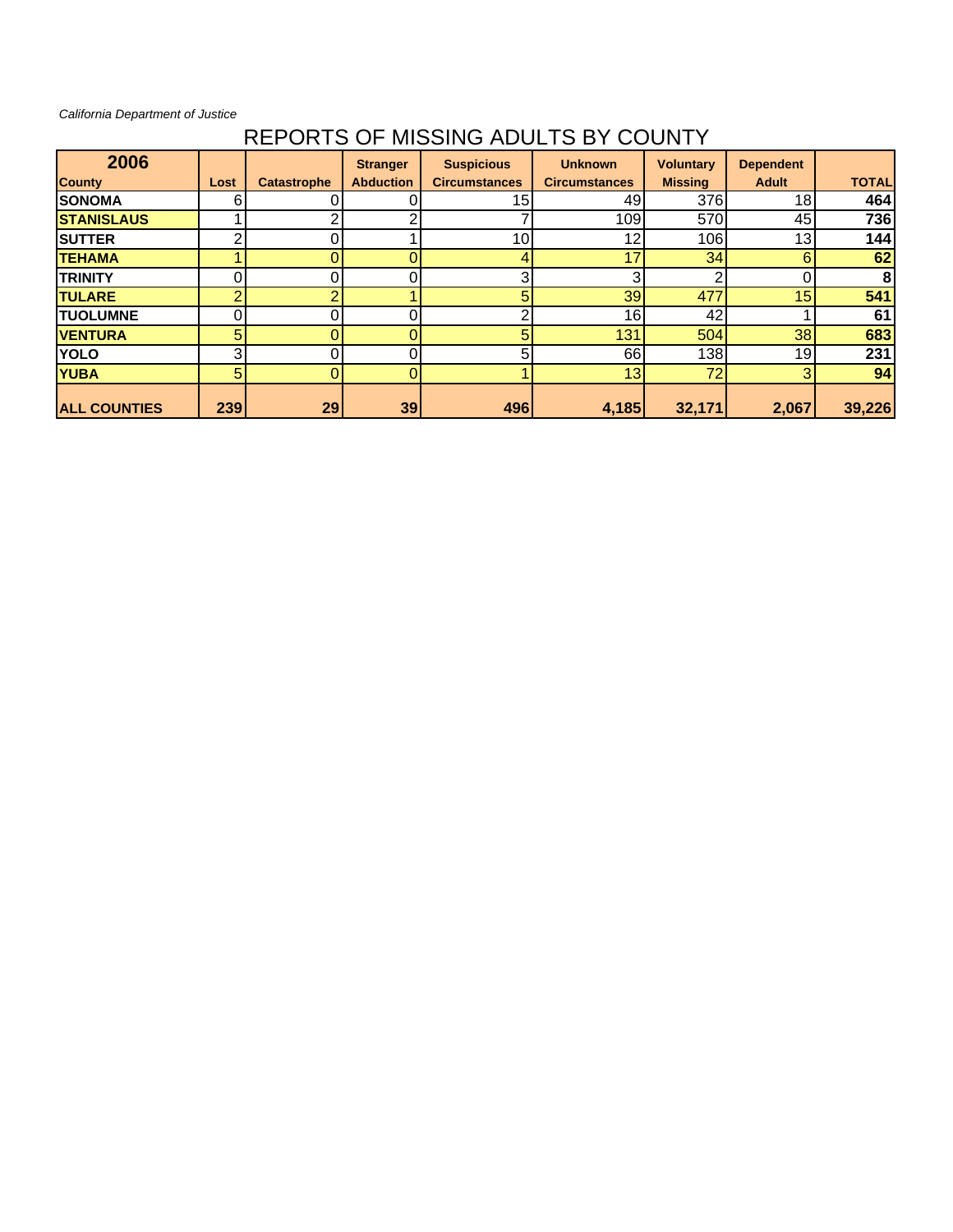*California Department of Justice*

# REPORTS OF MISSING ADULTS BY COUNTY

| 2006<br>County | Lost | Catastrophe | Stranger Abduction | Suspicious Circumstances | Unknown Circumstances | Voluntary Missing | Dependent Adult | TOTAL |
|---|---|---|---|---|---|---|---|---|
| **SONOMA** | 6 | 0 | 0 | 15 | 49 | 376 | 18 | **464** |
| **STANISLAUS** | 1 | 2 | 2 | 7 | 109 | 570 | 45 | **736** |
| **SUTTER** | 2 | 0 | 1 | 10 | 12 | 106 | 13 | **144** |
| **TEHAMA** | 1 | 0 | 0 | 4 | 17 | 34 | 6 | **62** |
| **TRINITY** | 0 | 0 | 0 | 3 | 3 | 2 | 0 | **8** |
| **TULARE** | 2 | 2 | 1 | 5 | 39 | 477 | 15 | **541** |
| **TUOLUMNE** | 0 | 0 | 0 | 2 | 16 | 42 | 1 | **61** |
| **VENTURA** | 5 | 0 | 0 | 5 | 131 | 504 | 38 | **683** |
| **YOLO** | 3 | 0 | 0 | 5 | 66 | 138 | 19 | **231** |
| **YUBA** | 5 | 0 | 0 | 1 | 13 | 72 | 3 | **94** |
| **ALL COUNTIES** | **239** | **29** | **39** | **496** | **4,185** | **32,171** | **2,067** | **39,226** |